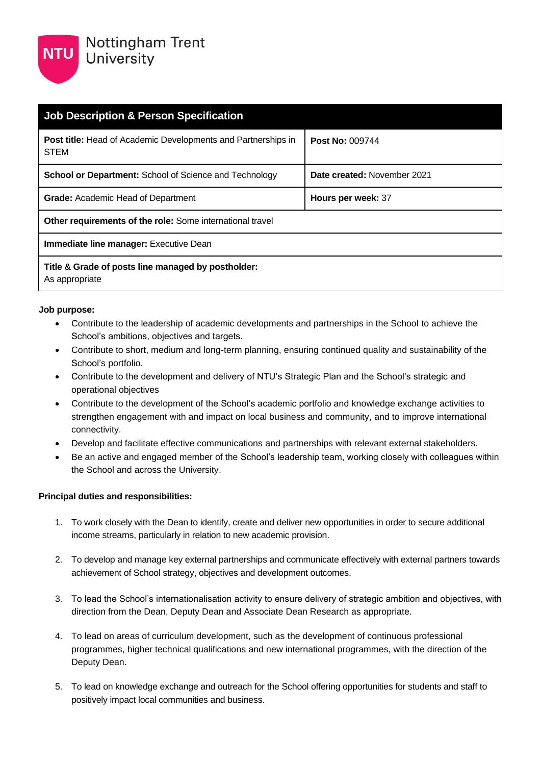Nottingham Trent University

| Job Description & Person Specification | |
|---|---|
| **Post title:** Head of Academic Developments and Partnerships in STEM | **Post No:** 009744 |
| **School or Department:** School of Science and Technology | **Date created:** November 2021 |
| **Grade:** Academic Head of Department | **Hours per week:** 37 |
| **Other requirements of the role:** Some international travel | |
| **Immediate line manager:** Executive Dean | |
| **Title & Grade of posts line managed by postholder:** As appropriate | |

**Job purpose:**

- Contribute to the leadership of academic developments and partnerships in the School to achieve the School's ambitions, objectives and targets.
- Contribute to short, medium and long-term planning, ensuring continued quality and sustainability of the School's portfolio.
- Contribute to the development and delivery of NTU's Strategic Plan and the School's strategic and operational objectives
- Contribute to the development of the School's academic portfolio and knowledge exchange activities to strengthen engagement with and impact on local business and community, and to improve international connectivity.
- Develop and facilitate effective communications and partnerships with relevant external stakeholders.
- Be an active and engaged member of the School's leadership team, working closely with colleagues within the School and across the University.

**Principal duties and responsibilities:**

1. To work closely with the Dean to identify, create and deliver new opportunities in order to secure additional income streams, particularly in relation to new academic provision.

2. To develop and manage key external partnerships and communicate effectively with external partners towards achievement of School strategy, objectives and development outcomes.

3. To lead the School's internationalisation activity to ensure delivery of strategic ambition and objectives, with direction from the Dean, Deputy Dean and Associate Dean Research as appropriate.

4. To lead on areas of curriculum development, such as the development of continuous professional programmes, higher technical qualifications and new international programmes, with the direction of the Deputy Dean.

5. To lead on knowledge exchange and outreach for the School offering opportunities for students and staff to positively impact local communities and business.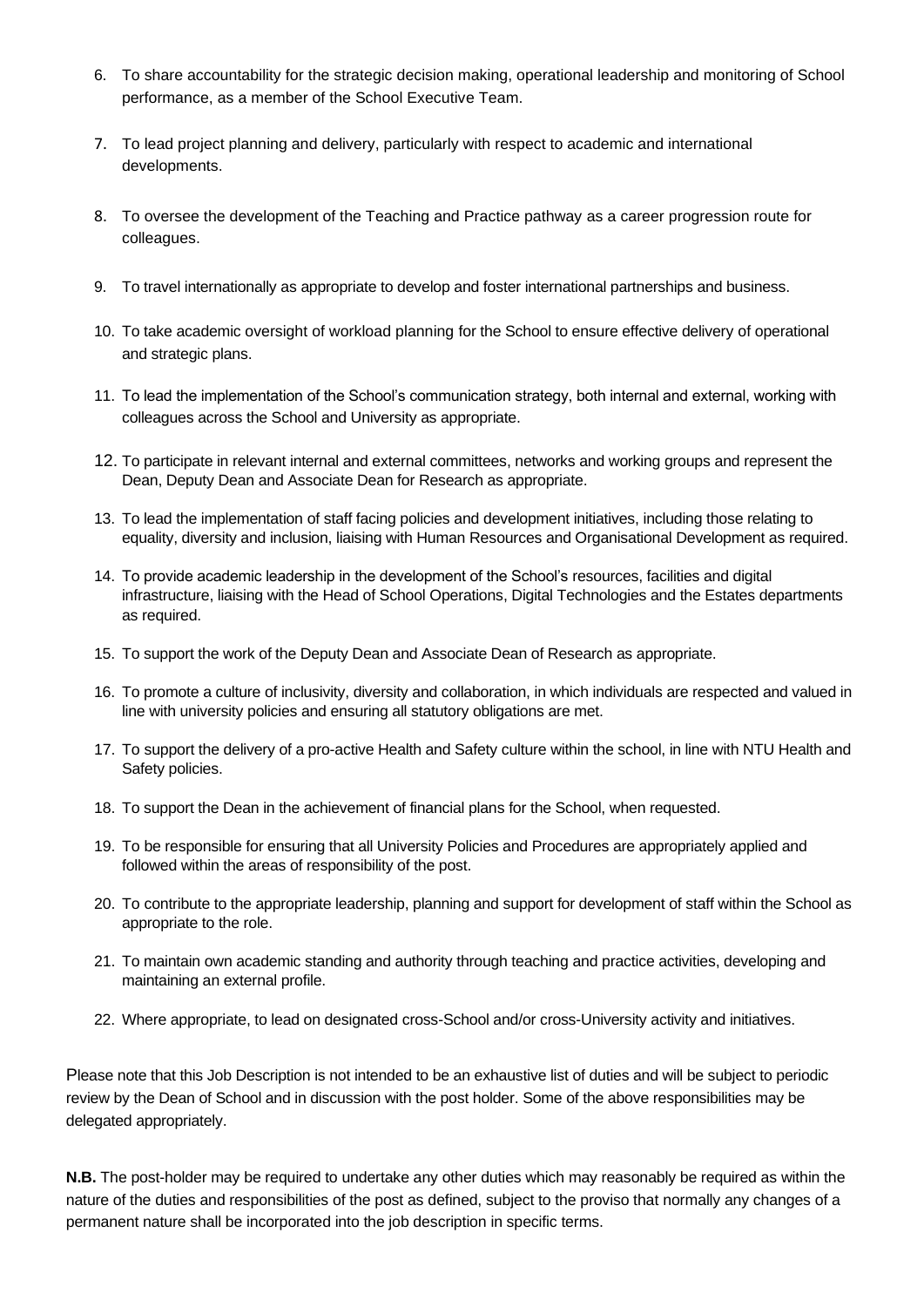6. To share accountability for the strategic decision making, operational leadership and monitoring of School performance, as a member of the School Executive Team.

7. To lead project planning and delivery, particularly with respect to academic and international developments.

8. To oversee the development of the Teaching and Practice pathway as a career progression route for colleagues.

9. To travel internationally as appropriate to develop and foster international partnerships and business.

10. To take academic oversight of workload planning for the School to ensure effective delivery of operational and strategic plans.

11. To lead the implementation of the School's communication strategy, both internal and external, working with colleagues across the School and University as appropriate.

12. To participate in relevant internal and external committees, networks and working groups and represent the Dean, Deputy Dean and Associate Dean for Research as appropriate.

13. To lead the implementation of staff facing policies and development initiatives, including those relating to equality, diversity and inclusion, liaising with Human Resources and Organisational Development as required.

14. To provide academic leadership in the development of the School's resources, facilities and digital infrastructure, liaising with the Head of School Operations, Digital Technologies and the Estates departments as required.

15. To support the work of the Deputy Dean and Associate Dean of Research as appropriate.

16. To promote a culture of inclusivity, diversity and collaboration, in which individuals are respected and valued in line with university policies and ensuring all statutory obligations are met.

17. To support the delivery of a pro-active Health and Safety culture within the school, in line with NTU Health and Safety policies.

18. To support the Dean in the achievement of financial plans for the School, when requested.

19. To be responsible for ensuring that all University Policies and Procedures are appropriately applied and followed within the areas of responsibility of the post.

20. To contribute to the appropriate leadership, planning and support for development of staff within the School as appropriate to the role.

21. To maintain own academic standing and authority through teaching and practice activities, developing and maintaining an external profile.

22. Where appropriate, to lead on designated cross-School and/or cross-University activity and initiatives.

Please note that this Job Description is not intended to be an exhaustive list of duties and will be subject to periodic review by the Dean of School and in discussion with the post holder. Some of the above responsibilities may be delegated appropriately.

**N.B.** The post-holder may be required to undertake any other duties which may reasonably be required as within the nature of the duties and responsibilities of the post as defined, subject to the proviso that normally any changes of a permanent nature shall be incorporated into the job description in specific terms.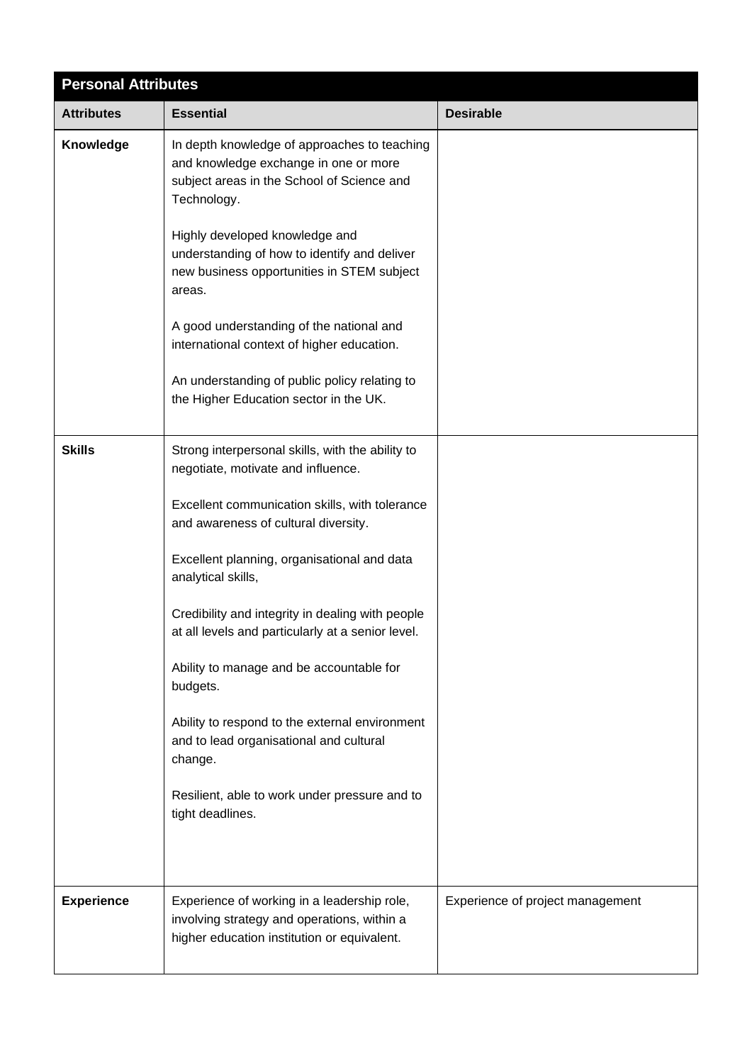| Personal Attributes | | |
|---|---|---|
| **Attributes** | **Essential** | **Desirable** |
| **Knowledge** | In depth knowledge of approaches to teaching and knowledge exchange in one or more subject areas in the School of Science and Technology.<br><br>Highly developed knowledge and understanding of how to identify and deliver new business opportunities in STEM subject areas.<br><br>A good understanding of the national and international context of higher education.<br><br>An understanding of public policy relating to the Higher Education sector in the UK. | |
| **Skills** | Strong interpersonal skills, with the ability to negotiate, motivate and influence.<br><br>Excellent communication skills, with tolerance and awareness of cultural diversity.<br><br>Excellent planning, organisational and data analytical skills,<br><br>Credibility and integrity in dealing with people at all levels and particularly at a senior level.<br><br>Ability to manage and be accountable for budgets.<br><br>Ability to respond to the external environment and to lead organisational and cultural change.<br><br>Resilient, able to work under pressure and to tight deadlines. | |
| **Experience** | Experience of working in a leadership role, involving strategy and operations, within a higher education institution or equivalent. | Experience of project management |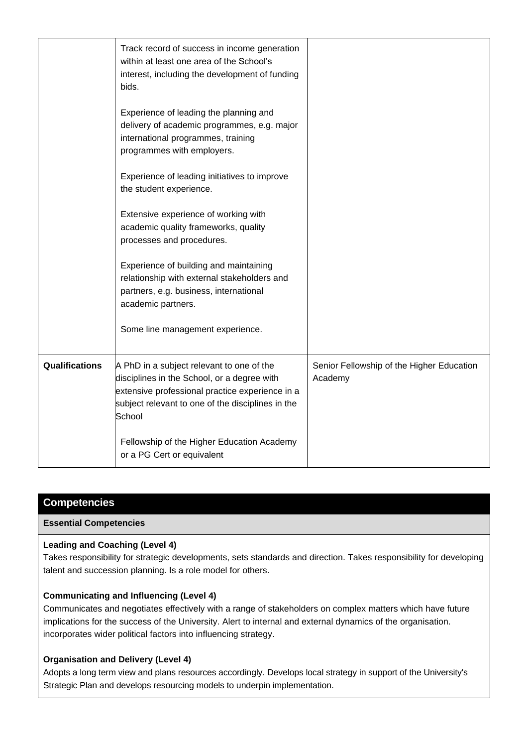| | | |
|---|---|---|
| | Track record of success in income generation within at least one area of the School's interest, including the development of funding bids.<br><br>Experience of leading the planning and delivery of academic programmes, e.g. major international programmes, training programmes with employers.<br><br>Experience of leading initiatives to improve the student experience.<br><br>Extensive experience of working with academic quality frameworks, quality processes and procedures.<br><br>Experience of building and maintaining relationship with external stakeholders and partners, e.g. business, international academic partners.<br><br>Some line management experience. | |
| **Qualifications** | A PhD in a subject relevant to one of the disciplines in the School, or a degree with extensive professional practice experience in a subject relevant to one of the disciplines in the School<br><br>Fellowship of the Higher Education Academy or a PG Cert or equivalent | Senior Fellowship of the Higher Education Academy |

## Competencies

### Essential Competencies

**Leading and Coaching (Level 4)**
Takes responsibility for strategic developments, sets standards and direction. Takes responsibility for developing talent and succession planning. Is a role model for others.

**Communicating and Influencing (Level 4)**
Communicates and negotiates effectively with a range of stakeholders on complex matters which have future implications for the success of the University. Alert to internal and external dynamics of the organisation. incorporates wider political factors into influencing strategy.

**Organisation and Delivery (Level 4)**
Adopts a long term view and plans resources accordingly. Develops local strategy in support of the University's Strategic Plan and develops resourcing models to underpin implementation.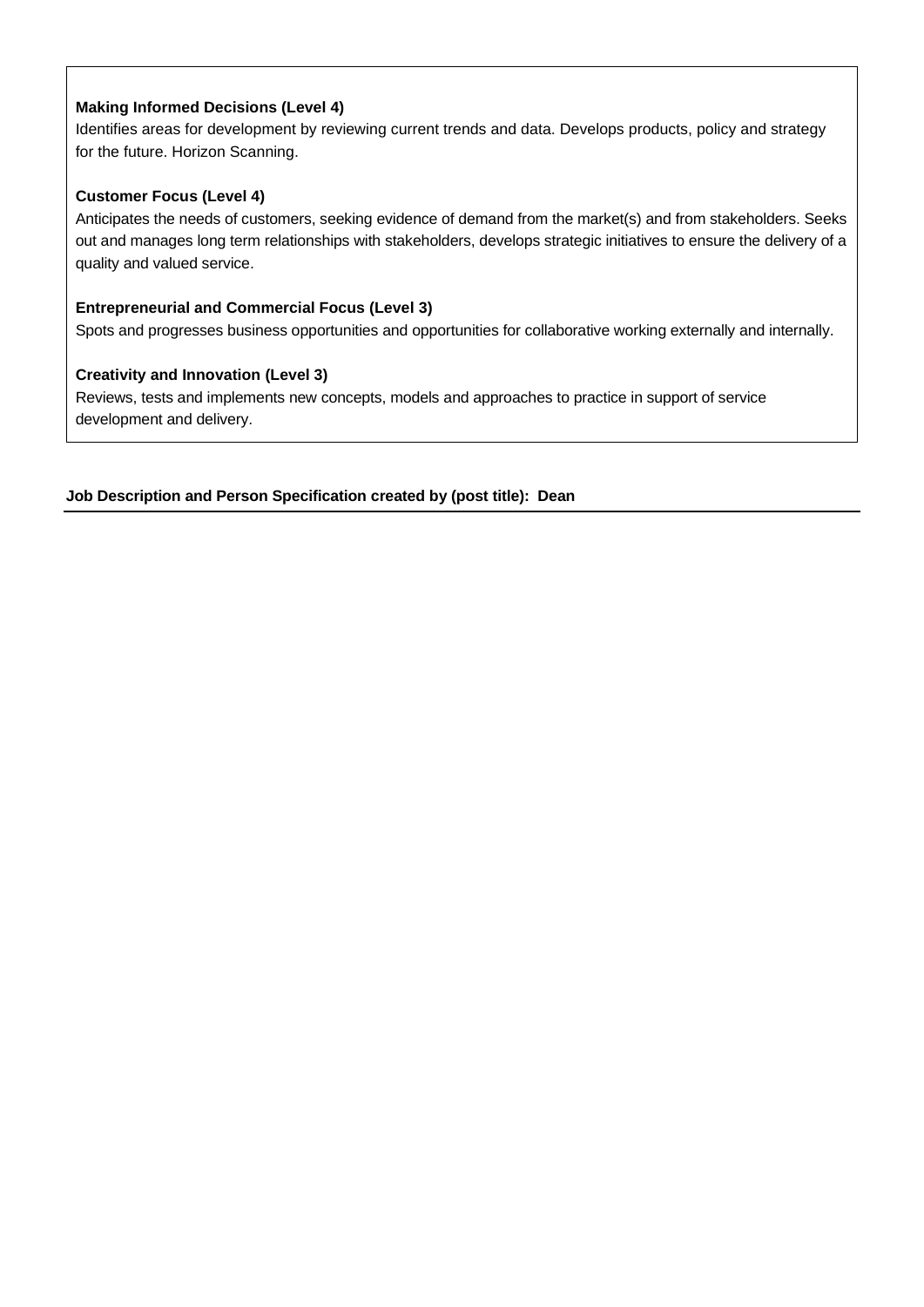**Making Informed Decisions (Level 4)**
Identifies areas for development by reviewing current trends and data. Develops products, policy and strategy for the future. Horizon Scanning.

**Customer Focus (Level 4)**
Anticipates the needs of customers, seeking evidence of demand from the market(s) and from stakeholders. Seeks out and manages long term relationships with stakeholders, develops strategic initiatives to ensure the delivery of a quality and valued service.

**Entrepreneurial and Commercial Focus (Level 3)**
Spots and progresses business opportunities and opportunities for collaborative working externally and internally.

**Creativity and Innovation (Level 3)**
Reviews, tests and implements new concepts, models and approaches to practice in support of service development and delivery.

**Job Description and Person Specification created by (post title): Dean**